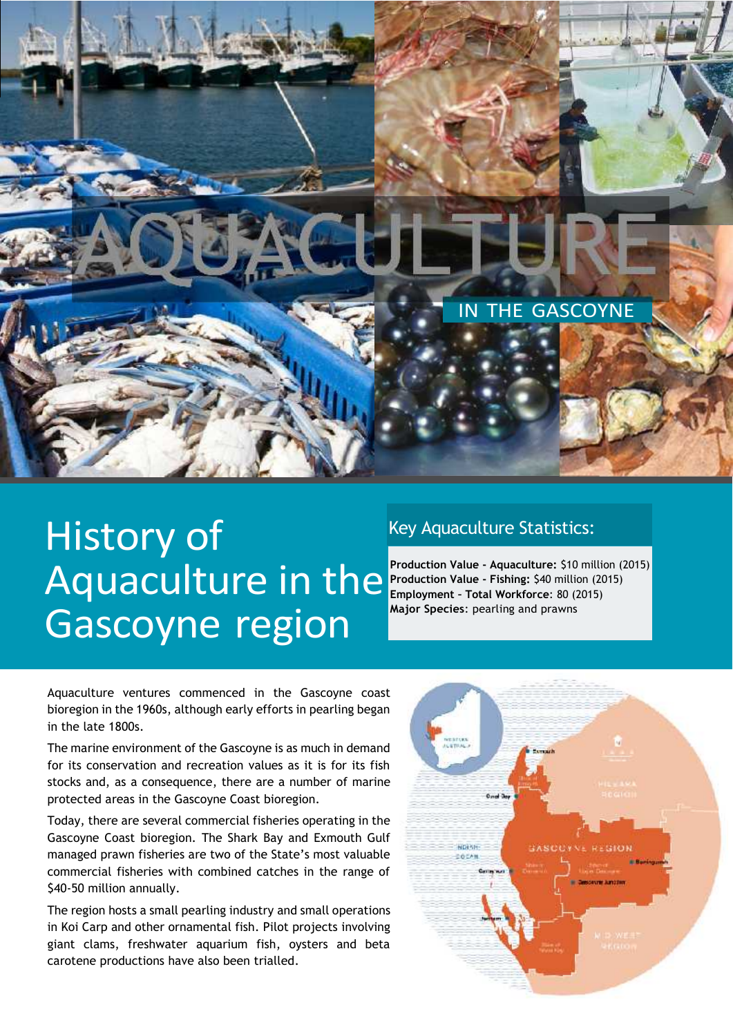# AQUACULTURE

IN THE GASCOYNE

## History of Aquaculture in the Gascoyne region

### Key Aquaculture Statistics:

**Production Value - Aquaculture:** $10 million (2015)
**Production Value - Fishing:** $40 million (2015)
**Employment – Total Workforce**: 80 (2015)
**Major Species**: pearling and prawns

Aquaculture ventures commenced in the Gascoyne coast bioregion in the 1960s, although early efforts in pearling began in the late 1800s.

The marine environment of the Gascoyne is as much in demand for its conservation and recreation values as it is for its fish stocks and, as a consequence, there are a number of marine protected areas in the Gascoyne Coast bioregion.

Today, there are several commercial fisheries operating in the Gascoyne Coast bioregion. The Shark Bay and Exmouth Gulf managed prawn fisheries are two of the State's most valuable commercial fisheries with combined catches in the range of $40-50 million annually.

The region hosts a small pearling industry and small operations in Koi Carp and other ornamental fish. Pilot projects involving giant clams, freshwater aquarium fish, oysters and beta carotene productions have also been trialled.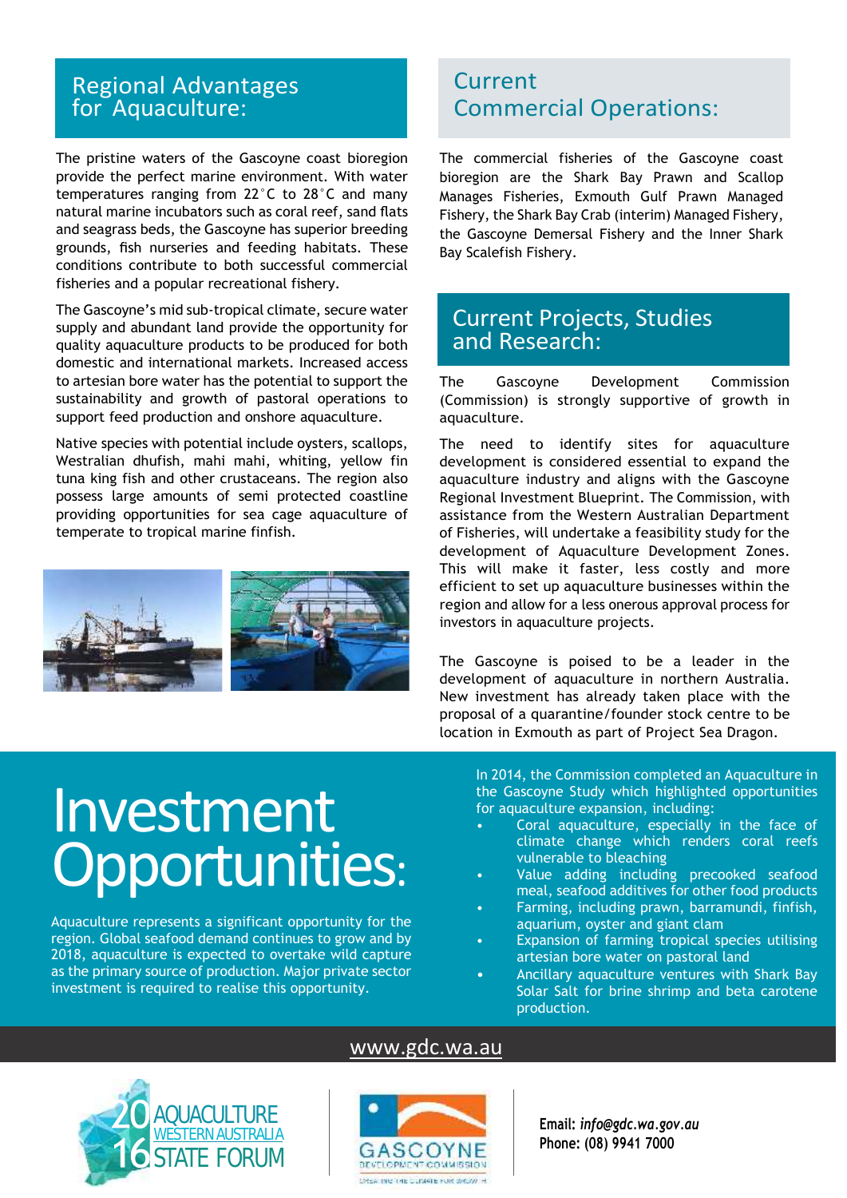## Regional Advantages for Aquaculture:

The pristine waters of the Gascoyne coast bioregion provide the perfect marine environment. With water temperatures ranging from 22°C to 28°C and many natural marine incubators such as coral reef, sand flats and seagrass beds, the Gascoyne has superior breeding grounds, fish nurseries and feeding habitats. These conditions contribute to both successful commercial fisheries and a popular recreational fishery.

The Gascoyne's mid sub-tropical climate, secure water supply and abundant land provide the opportunity for quality aquaculture products to be produced for both domestic and international markets. Increased access to artesian bore water has the potential to support the sustainability and growth of pastoral operations to support feed production and onshore aquaculture.

Native species with potential include oysters, scallops, Westralian dhufish, mahi mahi, whiting, yellow fin tuna king fish and other crustaceans. The region also possess large amounts of semi protected coastline providing opportunities for sea cage aquaculture of temperate to tropical marine finfish.

## Current Commercial Operations:

The commercial fisheries of the Gascoyne coast bioregion are the Shark Bay Prawn and Scallop Manages Fisheries, Exmouth Gulf Prawn Managed Fishery, the Shark Bay Crab (interim) Managed Fishery, the Gascoyne Demersal Fishery and the Inner Shark Bay Scalefish Fishery.

## Current Projects, Studies and Research:

The Gascoyne Development Commission (Commission) is strongly supportive of growth in aquaculture.

The need to identify sites for aquaculture development is considered essential to expand the aquaculture industry and aligns with the Gascoyne Regional Investment Blueprint. The Commission, with assistance from the Western Australian Department of Fisheries, will undertake a feasibility study for the development of Aquaculture Development Zones. This will make it faster, less costly and more efficient to set up aquaculture businesses within the region and allow for a less onerous approval process for investors in aquaculture projects.

The Gascoyne is poised to be a leader in the development of aquaculture in northern Australia. New investment has already taken place with the proposal of a quarantine/founder stock centre to be location in Exmouth as part of Project Sea Dragon.

# Investment Opportunities:

Aquaculture represents a significant opportunity for the region. Global seafood demand continues to grow and by 2018, aquaculture is expected to overtake wild capture as the primary source of production. Major private sector investment is required to realise this opportunity.

In 2014, the Commission completed an Aquaculture in the Gascoyne Study which highlighted opportunities for aquaculture expansion, including:

- Coral aquaculture, especially in the face of climate change which renders coral reefs vulnerable to bleaching
- Value adding including precooked seafood meal, seafood additives for other food products
- Farming, including prawn, barramundi, finfish, aquarium, oyster and giant clam
- Expansion of farming tropical species utilising artesian bore water on pastoral land
- Ancillary aquaculture ventures with Shark Bay Solar Salt for brine shrimp and beta carotene production.

www.gdc.wa.gov.au

2016 AQUACULTURE WESTERN AUSTRALIA STATE FORUM

GASCOYNE DEVELOPMENT COMMISSION

**Email:** ***info@gdc.wa.gov.au***
**Phone: (08) 9941 7000**